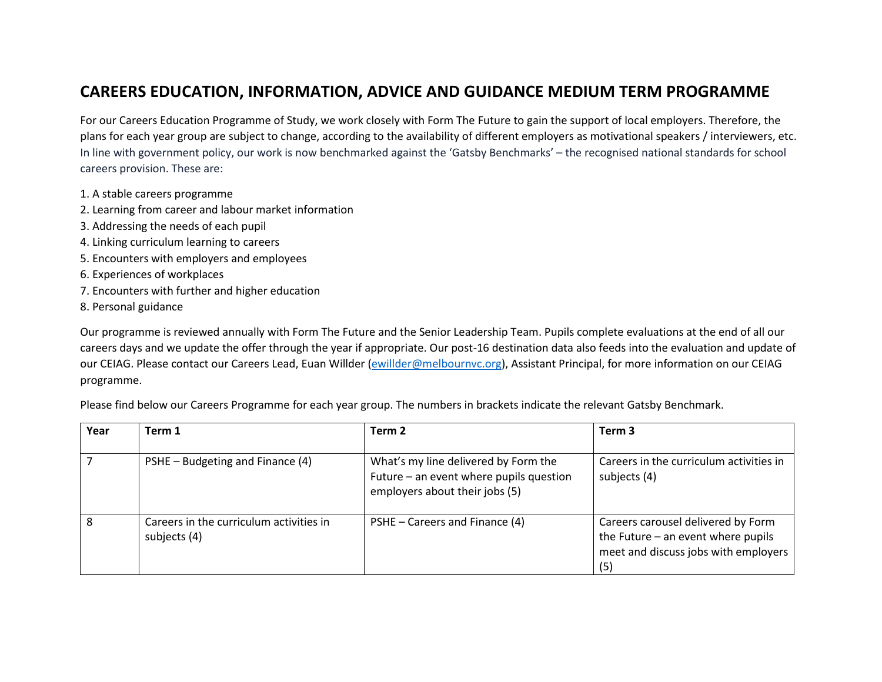# CAREERS EDUCATION, INFORMATION, ADVICE AND GUIDANCE MEDIUM TERM PROGRAMME

For our Careers Education Programme of Study, we work closely with Form The Future to gain the support of local employers. Therefore, the plans for each year group are subject to change, according to the availability of different employers as motivational speakers / interviewers, etc. In line with government policy, our work is now benchmarked against the 'Gatsby Benchmarks' – the recognised national standards for school careers provision. These are:

1. A stable careers programme
2. Learning from career and labour market information
3. Addressing the needs of each pupil
4. Linking curriculum learning to careers
5. Encounters with employers and employees
6. Experiences of workplaces
7. Encounters with further and higher education
8. Personal guidance

Our programme is reviewed annually with Form The Future and the Senior Leadership Team. Pupils complete evaluations at the end of all our careers days and we update the offer through the year if appropriate. Our post-16 destination data also feeds into the evaluation and update of our CEIAG. Please contact our Careers Lead, Euan Willder (ewillder@melbournvc.org), Assistant Principal, for more information on our CEIAG programme.

Please find below our Careers Programme for each year group. The numbers in brackets indicate the relevant Gatsby Benchmark.

| Year | Term 1 | Term 2 | Term 3 |
|---|---|---|---|
| 7 | PSHE – Budgeting and Finance (4) | What's my line delivered by Form the Future – an event where pupils question employers about their jobs (5) | Careers in the curriculum activities in subjects (4) |
| 8 | Careers in the curriculum activities in subjects (4) | PSHE – Careers and Finance (4) | Careers carousel delivered by Form the Future – an event where pupils meet and discuss jobs with employers (5) |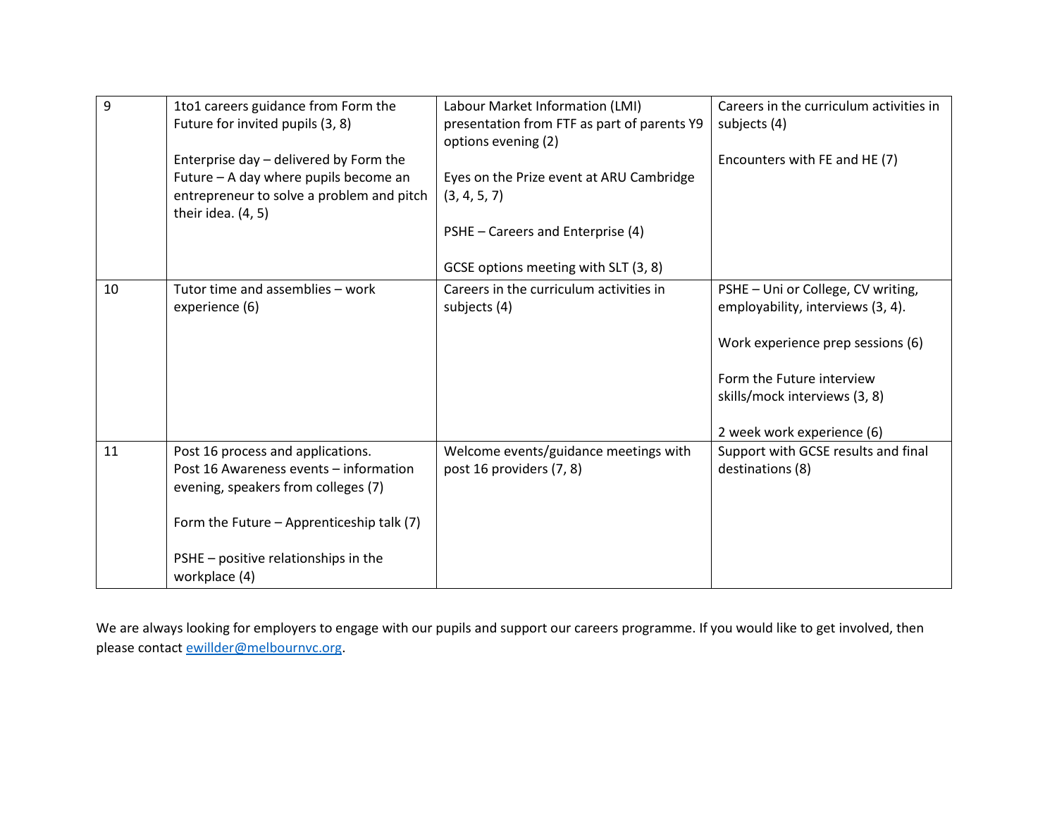| | | | |
|---|---|---|---|
| 9 | 1to1 careers guidance from Form the Future for invited pupils (3, 8)<br><br>Enterprise day – delivered by Form the Future – A day where pupils become an entrepreneur to solve a problem and pitch their idea. (4, 5) | Labour Market Information (LMI) presentation from FTF as part of parents Y9 options evening (2)<br><br>Eyes on the Prize event at ARU Cambridge (3, 4, 5, 7)<br><br>PSHE – Careers and Enterprise (4)<br><br>GCSE options meeting with SLT (3, 8) | Careers in the curriculum activities in subjects (4)<br><br>Encounters with FE and HE (7) |
| 10 | Tutor time and assemblies – work experience (6) | Careers in the curriculum activities in subjects (4) | PSHE – Uni or College, CV writing, employability, interviews (3, 4).<br><br>Work experience prep sessions (6)<br><br>Form the Future interview skills/mock interviews (3, 8)<br><br>2 week work experience (6) |
| 11 | Post 16 process and applications.<br>Post 16 Awareness events – information evening, speakers from colleges (7)<br><br>Form the Future – Apprenticeship talk (7)<br><br>PSHE – positive relationships in the workplace (4) | Welcome events/guidance meetings with post 16 providers (7, 8) | Support with GCSE results and final destinations (8) |

We are always looking for employers to engage with our pupils and support our careers programme. If you would like to get involved, then please contact ewillder@melbournvc.org.